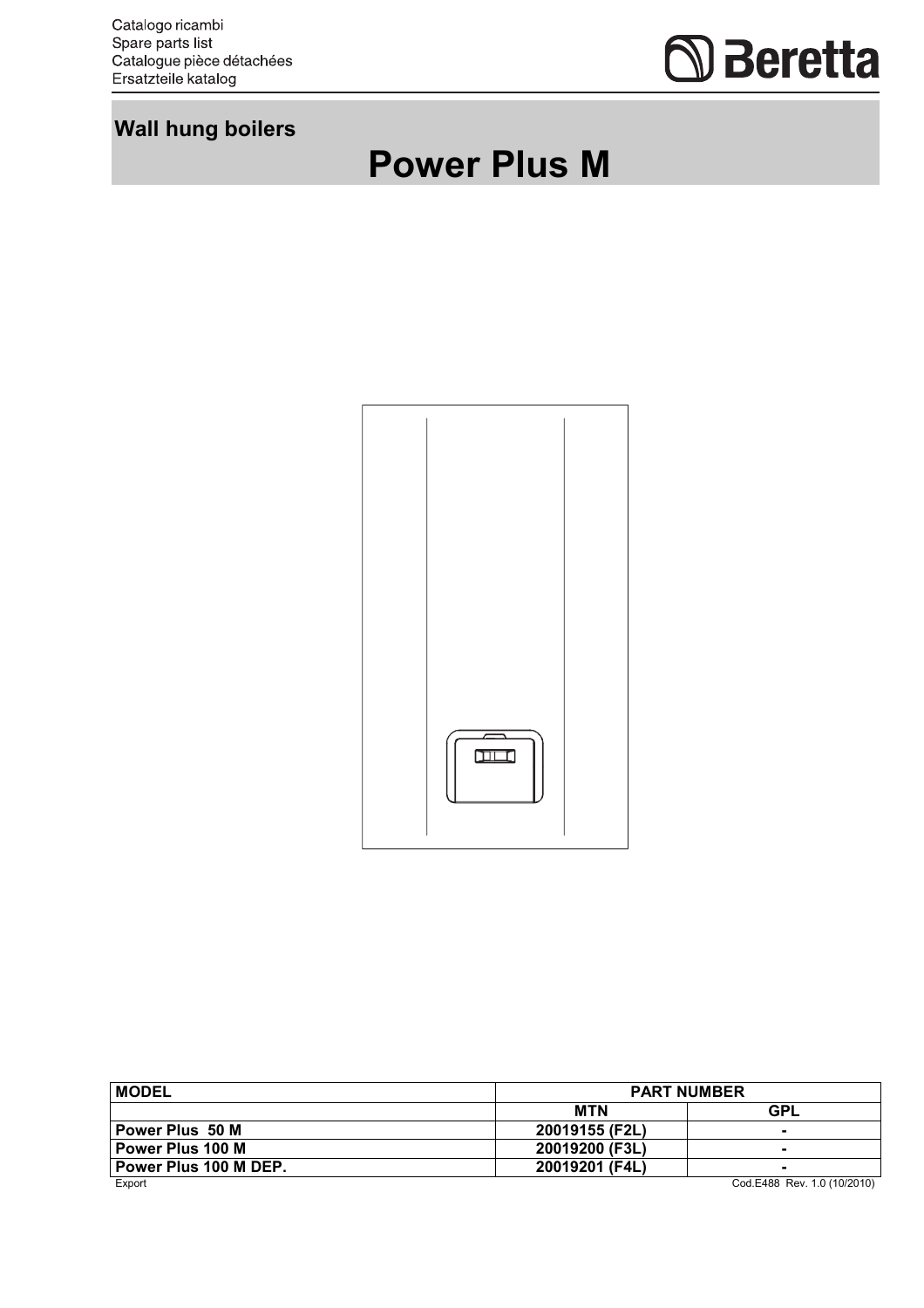Catalogo ricambi
Spare parts list
Catalogue pièce détachées
Ersatzteile katalog

Beretta

## Wall hung boilers

# Power Plus M

| MODEL | PART NUMBER | |
|---|---|---|
| | MTN | GPL |
| Power Plus 50 M | 20019155 (F2L) | - |
| Power Plus 100 M | 20019200 (F3L) | - |
| Power Plus 100 M DEP. | 20019201 (F4L) | - |

Export

Cod.E488 Rev. 1.0 (10/2010)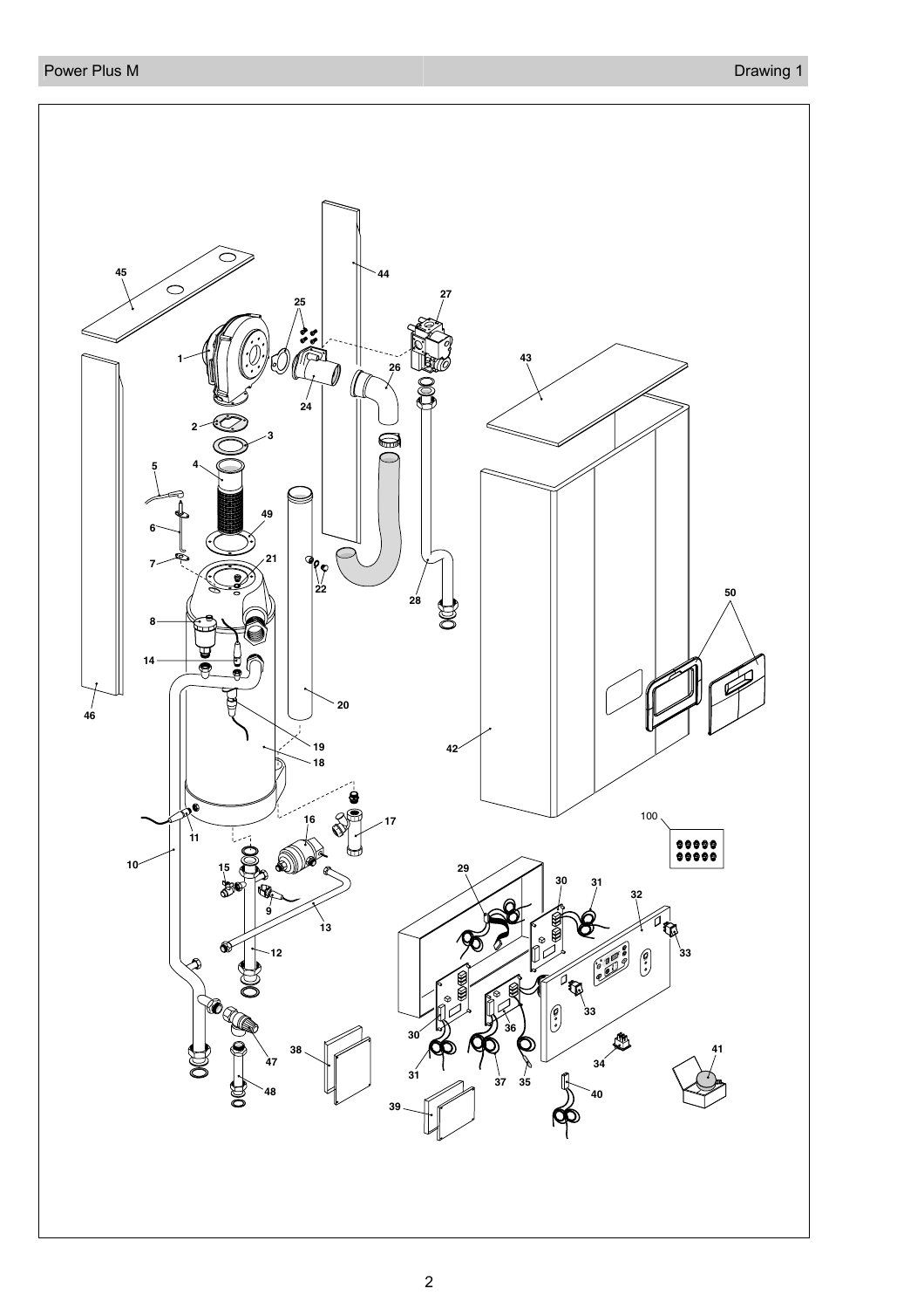Power Plus M

Drawing 1

45
44
27
25
1
26
43
24
2
3
4
5
49
6
7
21
22
28
50
8
14
46
20
19
18
42
100
11
16
17
10
15
29
30
31
32
9
13
33
12
33
30
36
38
47
34
41
31
37
35
40
48
39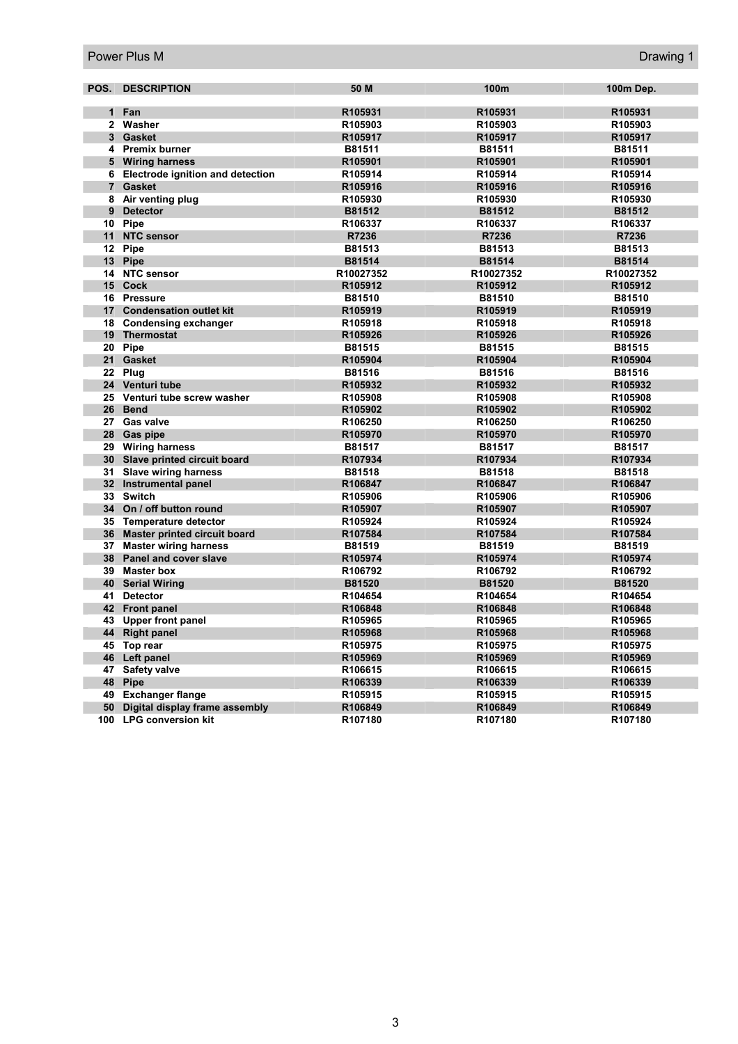Power Plus M | Drawing 1

| POS. | DESCRIPTION | 50 M | 100m | 100m Dep. |
|---|---|---|---|---|
| 1 | Fan | R105931 | R105931 | R105931 |
| 2 | Washer | R105903 | R105903 | R105903 |
| 3 | Gasket | R105917 | R105917 | R105917 |
| 4 | Premix burner | B81511 | B81511 | B81511 |
| 5 | Wiring harness | R105901 | R105901 | R105901 |
| 6 | Electrode ignition and detection | R105914 | R105914 | R105914 |
| 7 | Gasket | R105916 | R105916 | R105916 |
| 8 | Air venting plug | R105930 | R105930 | R105930 |
| 9 | Detector | B81512 | B81512 | B81512 |
| 10 | Pipe | R106337 | R106337 | R106337 |
| 11 | NTC sensor | R7236 | R7236 | R7236 |
| 12 | Pipe | B81513 | B81513 | B81513 |
| 13 | Pipe | B81514 | B81514 | B81514 |
| 14 | NTC sensor | R10027352 | R10027352 | R10027352 |
| 15 | Cock | R105912 | R105912 | R105912 |
| 16 | Pressure | B81510 | B81510 | B81510 |
| 17 | Condensation outlet kit | R105919 | R105919 | R105919 |
| 18 | Condensing exchanger | R105918 | R105918 | R105918 |
| 19 | Thermostat | R105926 | R105926 | R105926 |
| 20 | Pipe | B81515 | B81515 | B81515 |
| 21 | Gasket | R105904 | R105904 | R105904 |
| 22 | Plug | B81516 | B81516 | B81516 |
| 24 | Venturi tube | R105932 | R105932 | R105932 |
| 25 | Venturi tube screw washer | R105908 | R105908 | R105908 |
| 26 | Bend | R105902 | R105902 | R105902 |
| 27 | Gas valve | R106250 | R106250 | R106250 |
| 28 | Gas pipe | R105970 | R105970 | R105970 |
| 29 | Wiring harness | B81517 | B81517 | B81517 |
| 30 | Slave printed circuit board | R107934 | R107934 | R107934 |
| 31 | Slave wiring harness | B81518 | B81518 | B81518 |
| 32 | Instrumental panel | R106847 | R106847 | R106847 |
| 33 | Switch | R105906 | R105906 | R105906 |
| 34 | On / off button round | R105907 | R105907 | R105907 |
| 35 | Temperature detector | R105924 | R105924 | R105924 |
| 36 | Master printed circuit board | R107584 | R107584 | R107584 |
| 37 | Master wiring harness | B81519 | B81519 | B81519 |
| 38 | Panel and cover slave | R105974 | R105974 | R105974 |
| 39 | Master box | R106792 | R106792 | R106792 |
| 40 | Serial Wiring | B81520 | B81520 | B81520 |
| 41 | Detector | R104654 | R104654 | R104654 |
| 42 | Front panel | R106848 | R106848 | R106848 |
| 43 | Upper front panel | R105965 | R105965 | R105965 |
| 44 | Right panel | R105968 | R105968 | R105968 |
| 45 | Top rear | R105975 | R105975 | R105975 |
| 46 | Left panel | R105969 | R105969 | R105969 |
| 47 | Safety valve | R106615 | R106615 | R106615 |
| 48 | Pipe | R106339 | R106339 | R106339 |
| 49 | Exchanger flange | R105915 | R105915 | R105915 |
| 50 | Digital display frame assembly | R106849 | R106849 | R106849 |
| 100 | LPG conversion kit | R107180 | R107180 | R107180 |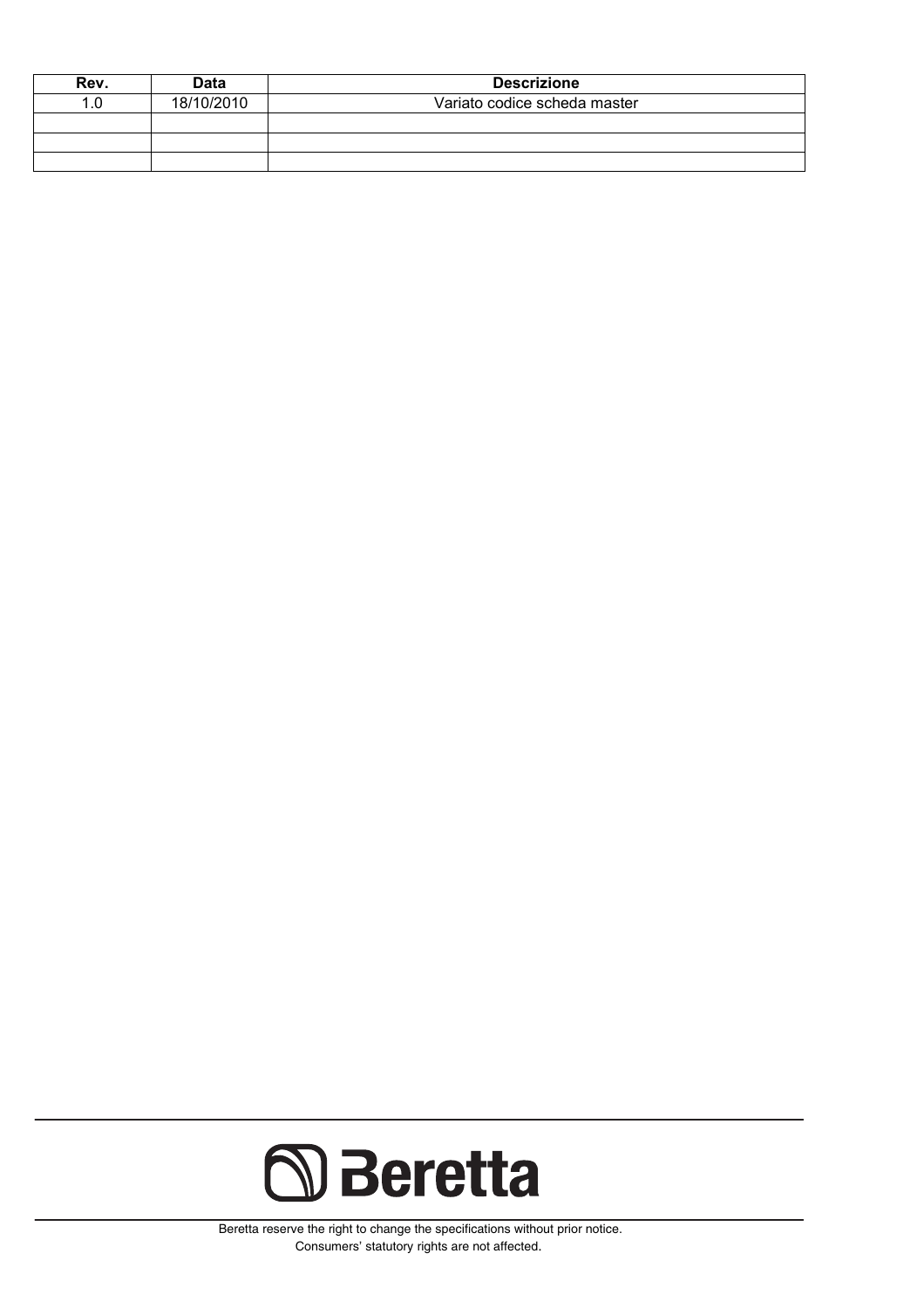| Rev. | Data | Descrizione |
|---|---|---|
| 1.0 | 18/10/2010 | Variato codice scheda master |
| | | |
| | | |
| | | |

Beretta

Beretta reserve the right to change the specifications without prior notice.
Consumers' statutory rights are not affected.